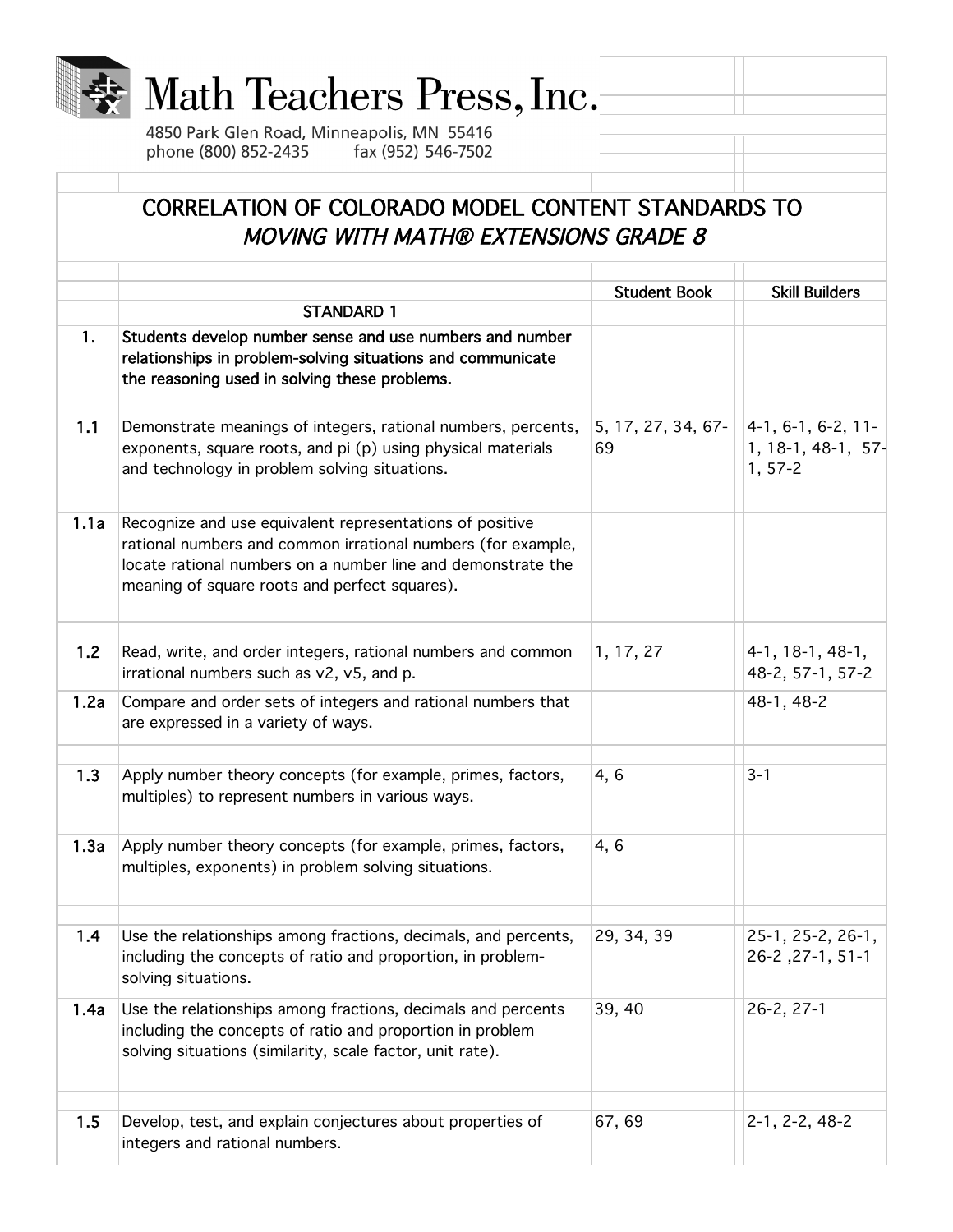# Math Teachers Press, Inc.

4850 Park Glen Road, Minneapolis, MN 55416
phone (800) 852-2435 fax (952) 546-7502

## CORRELATION OF COLORADO MODEL CONTENT STANDARDS TO *MOVING WITH MATH® EXTENSIONS GRADE 8*

| | | Student Book | Skill Builders |
|---|---|---|---|
| | **STANDARD 1** | | |
| **1.** | **Students develop number sense and use numbers and number relationships in problem-solving situations and communicate the reasoning used in solving these problems.** | | |
| **1.1** | Demonstrate meanings of integers, rational numbers, percents, exponents, square roots, and pi (p) using physical materials and technology in problem solving situations. | 5, 17, 27, 34, 67-69 | 4-1, 6-1, 6-2, 11-1, 18-1, 48-1, 57-1, 57-2 |
| **1.1a** | Recognize and use equivalent representations of positive rational numbers and common irrational numbers (for example, locate rational numbers on a number line and demonstrate the meaning of square roots and perfect squares). | | |
| **1.2** | Read, write, and order integers, rational numbers and common irrational numbers such as v2, v5, and p. | 1, 17, 27 | 4-1, 18-1, 48-1, 48-2, 57-1, 57-2 |
| **1.2a** | Compare and order sets of integers and rational numbers that are expressed in a variety of ways. | | 48-1, 48-2 |
| **1.3** | Apply number theory concepts (for example, primes, factors, multiples) to represent numbers in various ways. | 4, 6 | 3-1 |
| **1.3a** | Apply number theory concepts (for example, primes, factors, multiples, exponents) in problem solving situations. | 4, 6 | |
| **1.4** | Use the relationships among fractions, decimals, and percents, including the concepts of ratio and proportion, in problem-solving situations. | 29, 34, 39 | 25-1, 25-2, 26-1, 26-2 ,27-1, 51-1 |
| **1.4a** | Use the relationships among fractions, decimals and percents including the concepts of ratio and proportion in problem solving situations (similarity, scale factor, unit rate). | 39, 40 | 26-2, 27-1 |
| **1.5** | Develop, test, and explain conjectures about properties of integers and rational numbers. | 67, 69 | 2-1, 2-2, 48-2 |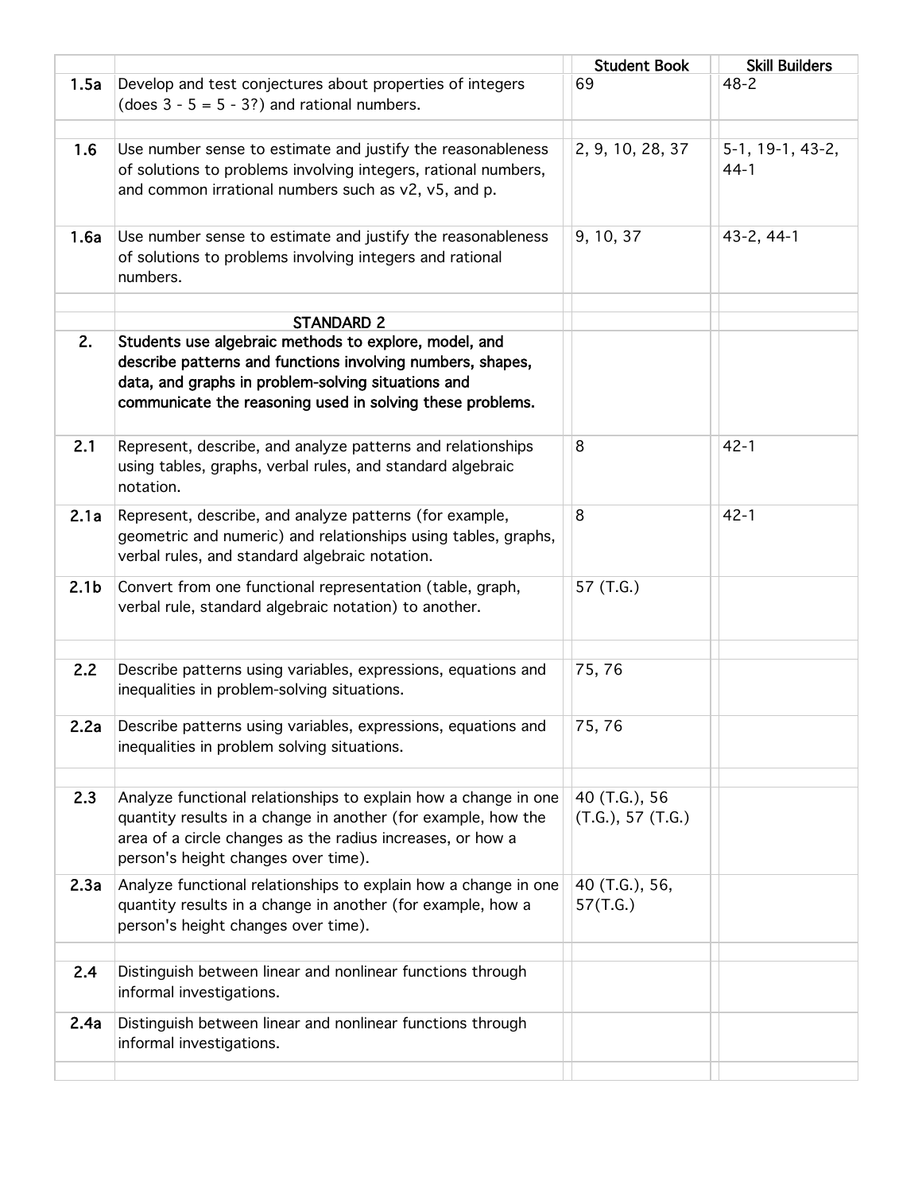| | | Student Book | Skill Builders |
|---|---|---|---|
| **1.5a** | Develop and test conjectures about properties of integers (does 3 - 5 = 5 - 3?) and rational numbers. | 69 | 48-2 |
| | | | |
| **1.6** | Use number sense to estimate and justify the reasonableness of solutions to problems involving integers, rational numbers, and common irrational numbers such as v2, v5, and p. | 2, 9, 10, 28, 37 | 5-1, 19-1, 43-2, 44-1 |
| **1.6a** | Use number sense to estimate and justify the reasonableness of solutions to problems involving integers and rational numbers. | 9, 10, 37 | 43-2, 44-1 |
| | | | |
| | **STANDARD 2** | | |
| **2.** | **Students use algebraic methods to explore, model, and describe patterns and functions involving numbers, shapes, data, and graphs in problem-solving situations and communicate the reasoning used in solving these problems.** | | |
| **2.1** | Represent, describe, and analyze patterns and relationships using tables, graphs, verbal rules, and standard algebraic notation. | 8 | 42-1 |
| **2.1a** | Represent, describe, and analyze patterns (for example, geometric and numeric) and relationships using tables, graphs, verbal rules, and standard algebraic notation. | 8 | 42-1 |
| **2.1b** | Convert from one functional representation (table, graph, verbal rule, standard algebraic notation) to another. | 57 (T.G.) | |
| | | | |
| **2.2** | Describe patterns using variables, expressions, equations and inequalities in problem-solving situations. | 75, 76 | |
| **2.2a** | Describe patterns using variables, expressions, equations and inequalities in problem solving situations. | 75, 76 | |
| | | | |
| **2.3** | Analyze functional relationships to explain how a change in one quantity results in a change in another (for example, how the area of a circle changes as the radius increases, or how a person's height changes over time). | 40 (T.G.), 56 (T.G.), 57 (T.G.) | |
| **2.3a** | Analyze functional relationships to explain how a change in one quantity results in a change in another (for example, how a person's height changes over time). | 40 (T.G.), 56, 57(T.G.) | |
| | | | |
| **2.4** | Distinguish between linear and nonlinear functions through informal investigations. | | |
| **2.4a** | Distinguish between linear and nonlinear functions through informal investigations. | | |
| | | | |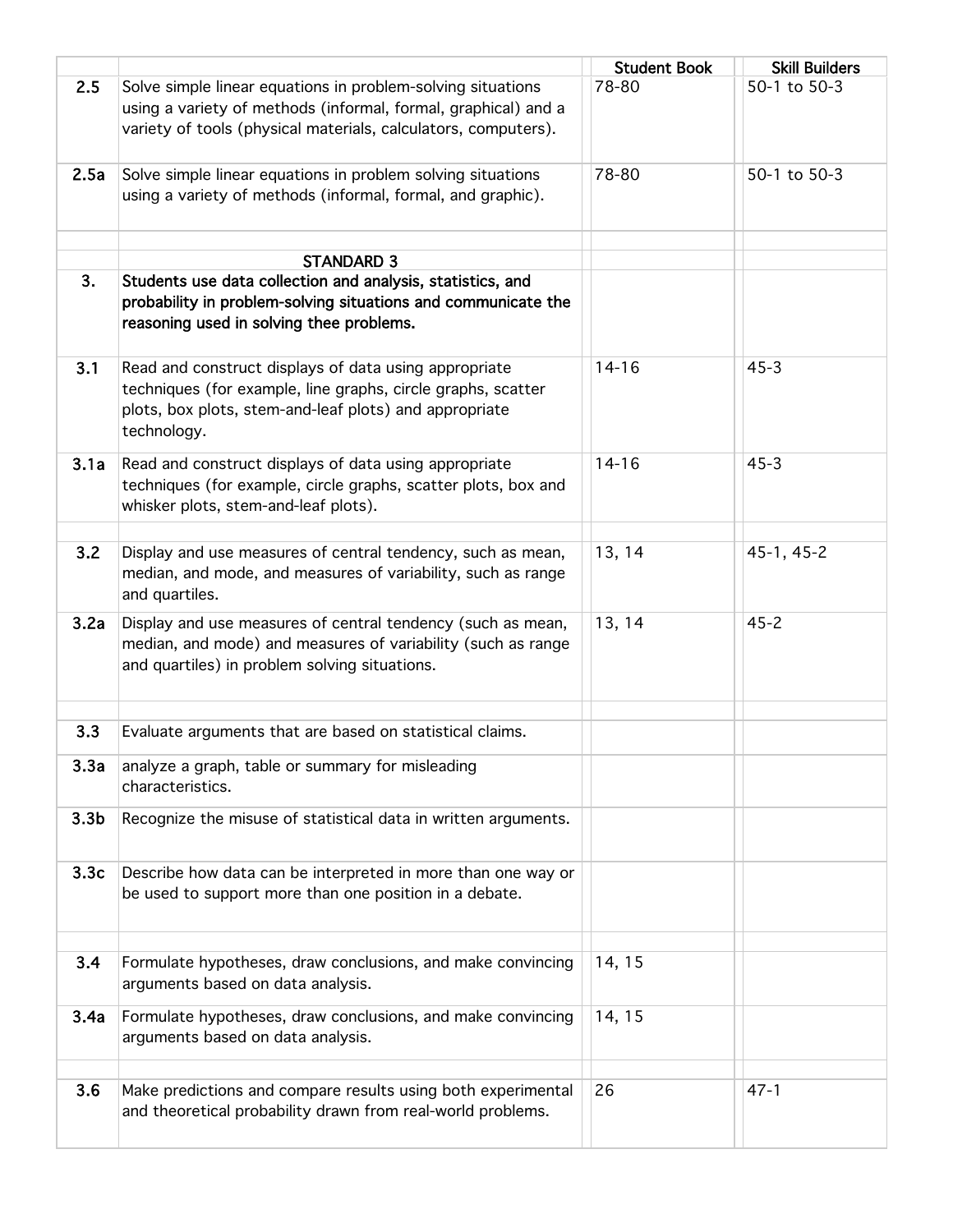| | | Student Book | Skill Builders |
|---|---|---|---|
| 2.5 | Solve simple linear equations in problem-solving situations using a variety of methods (informal, formal, graphical) and a variety of tools (physical materials, calculators, computers). | 78-80 | 50-1 to 50-3 |
| 2.5a | Solve simple linear equations in problem solving situations using a variety of methods (informal, formal, and graphic). | 78-80 | 50-1 to 50-3 |
| | | | |
| | **STANDARD 3** | | |
| **3.** | **Students use data collection and analysis, statistics, and probability in problem-solving situations and communicate the reasoning used in solving thee problems.** | | |
| 3.1 | Read and construct displays of data using appropriate techniques (for example, line graphs, circle graphs, scatter plots, box plots, stem-and-leaf plots) and appropriate technology. | 14-16 | 45-3 |
| 3.1a | Read and construct displays of data using appropriate techniques (for example, circle graphs, scatter plots, box and whisker plots, stem-and-leaf plots). | 14-16 | 45-3 |
| | | | |
| 3.2 | Display and use measures of central tendency, such as mean, median, and mode, and measures of variability, such as range and quartiles. | 13, 14 | 45-1, 45-2 |
| 3.2a | Display and use measures of central tendency (such as mean, median, and mode) and measures of variability (such as range and quartiles) in problem solving situations. | 13, 14 | 45-2 |
| | | | |
| 3.3 | Evaluate arguments that are based on statistical claims. | | |
| 3.3a | analyze a graph, table or summary for misleading characteristics. | | |
| 3.3b | Recognize the misuse of statistical data in written arguments. | | |
| 3.3c | Describe how data can be interpreted in more than one way or be used to support more than one position in a debate. | | |
| | | | |
| 3.4 | Formulate hypotheses, draw conclusions, and make convincing arguments based on data analysis. | 14, 15 | |
| 3.4a | Formulate hypotheses, draw conclusions, and make convincing arguments based on data analysis. | 14, 15 | |
| | | | |
| 3.6 | Make predictions and compare results using both experimental and theoretical probability drawn from real-world problems. | 26 | 47-1 |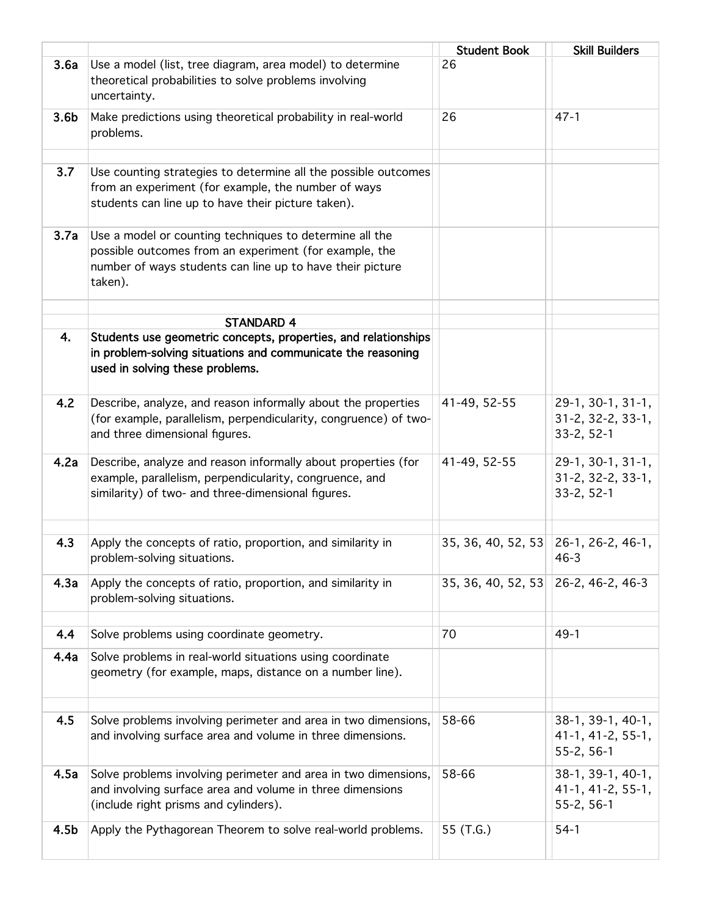| | | Student Book | Skill Builders |
|---|---|---|---|
| **3.6a** | Use a model (list, tree diagram, area model) to determine theoretical probabilities to solve problems involving uncertainty. | 26 | |
| **3.6b** | Make predictions using theoretical probability in real-world problems. | 26 | 47-1 |
| | | | |
| **3.7** | Use counting strategies to determine all the possible outcomes from an experiment (for example, the number of ways students can line up to have their picture taken). | | |
| **3.7a** | Use a model or counting techniques to determine all the possible outcomes from an experiment (for example, the number of ways students can line up to have their picture taken). | | |
| | | | |
| | **STANDARD 4** | | |
| **4.** | **Students use geometric concepts, properties, and relationships in problem-solving situations and communicate the reasoning used in solving these problems.** | | |
| **4.2** | Describe, analyze, and reason informally about the properties (for example, parallelism, perpendicularity, congruence) of two- and three dimensional figures. | 41-49, 52-55 | 29-1, 30-1, 31-1, 31-2, 32-2, 33-1, 33-2, 52-1 |
| **4.2a** | Describe, analyze and reason informally about properties (for example, parallelism, perpendicularity, congruence, and similarity) of two- and three-dimensional figures. | 41-49, 52-55 | 29-1, 30-1, 31-1, 31-2, 32-2, 33-1, 33-2, 52-1 |
| | | | |
| **4.3** | Apply the concepts of ratio, proportion, and similarity in problem-solving situations. | 35, 36, 40, 52, 53 | 26-1, 26-2, 46-1, 46-3 |
| **4.3a** | Apply the concepts of ratio, proportion, and similarity in problem-solving situations. | 35, 36, 40, 52, 53 | 26-2, 46-2, 46-3 |
| | | | |
| **4.4** | Solve problems using coordinate geometry. | 70 | 49-1 |
| **4.4a** | Solve problems in real-world situations using coordinate geometry (for example, maps, distance on a number line). | | |
| | | | |
| **4.5** | Solve problems involving perimeter and area in two dimensions, and involving surface area and volume in three dimensions. | 58-66 | 38-1, 39-1, 40-1, 41-1, 41-2, 55-1, 55-2, 56-1 |
| **4.5a** | Solve problems involving perimeter and area in two dimensions, and involving surface area and volume in three dimensions (include right prisms and cylinders). | 58-66 | 38-1, 39-1, 40-1, 41-1, 41-2, 55-1, 55-2, 56-1 |
| **4.5b** | Apply the Pythagorean Theorem to solve real-world problems. | 55 (T.G.) | 54-1 |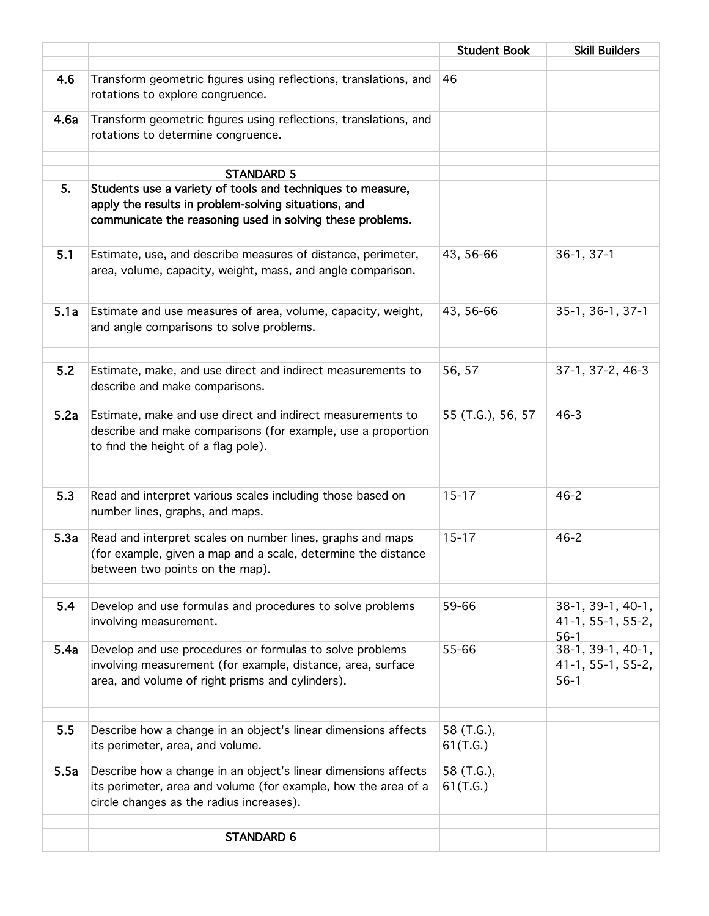| | | Student Book | Skill Builders |
|---|---|---|---|
| | | | |
| 4.6 | Transform geometric figures using reflections, translations, and rotations to explore congruence. | 46 | |
| 4.6a | Transform geometric figures using reflections, translations, and rotations to determine congruence. | | |
| | | | |
| | STANDARD 5 | | |
| 5. | Students use a variety of tools and techniques to measure, apply the results in problem-solving situations, and communicate the reasoning used in solving these problems. | | |
| 5.1 | Estimate, use, and describe measures of distance, perimeter, area, volume, capacity, weight, mass, and angle comparison. | 43, 56-66 | 36-1, 37-1 |
| 5.1a | Estimate and use measures of area, volume, capacity, weight, and angle comparisons to solve problems. | 43, 56-66 | 35-1, 36-1, 37-1 |
| | | | |
| 5.2 | Estimate, make, and use direct and indirect measurements to describe and make comparisons. | 56, 57 | 37-1, 37-2, 46-3 |
| 5.2a | Estimate, make and use direct and indirect measurements to describe and make comparisons (for example, use a proportion to find the height of a flag pole). | 55 (T.G.), 56, 57 | 46-3 |
| | | | |
| 5.3 | Read and interpret various scales including those based on number lines, graphs, and maps. | 15-17 | 46-2 |
| 5.3a | Read and interpret scales on number lines, graphs and maps (for example, given a map and a scale, determine the distance between two points on the map). | 15-17 | 46-2 |
| | | | |
| 5.4 | Develop and use formulas and procedures to solve problems involving measurement. | 59-66 | 38-1, 39-1, 40-1, 41-1, 55-1, 55-2, 56-1 |
| 5.4a | Develop and use procedures or formulas to solve problems involving measurement (for example, distance, area, surface area, and volume of right prisms and cylinders). | 55-66 | 38-1, 39-1, 40-1, 41-1, 55-1, 55-2, 56-1 |
| | | | |
| 5.5 | Describe how a change in an object's linear dimensions affects its perimeter, area, and volume. | 58 (T.G.), 61(T.G.) | |
| 5.5a | Describe how a change in an object's linear dimensions affects its perimeter, area and volume (for example, how the area of a circle changes as the radius increases). | 58 (T.G.), 61(T.G.) | |
| | | | |
| | STANDARD 6 | | |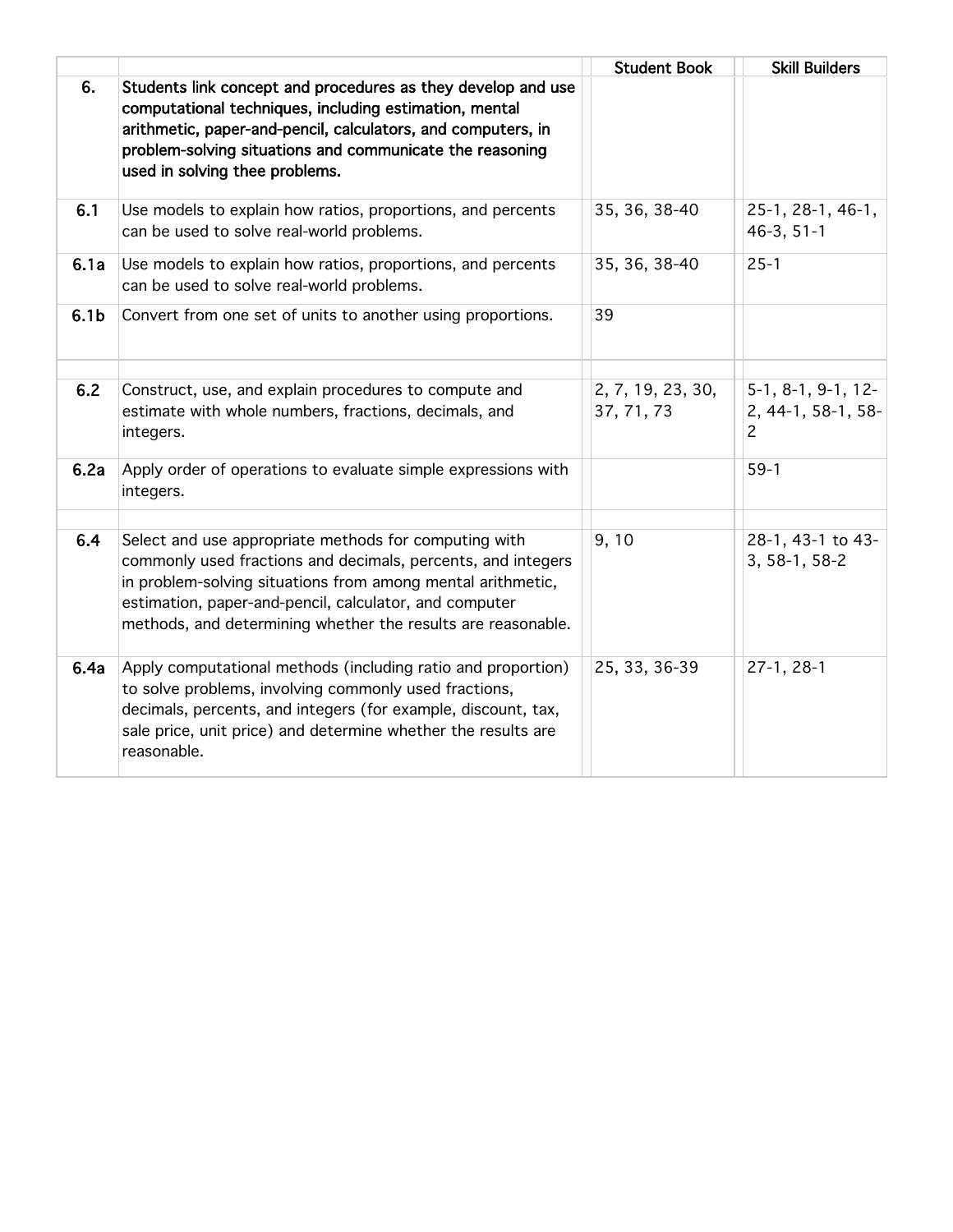| | | Student Book | Skill Builders |
|---|---|---|---|
| **6.** | **Students link concept and procedures as they develop and use computational techniques, including estimation, mental arithmetic, paper-and-pencil, calculators, and computers, in problem-solving situations and communicate the reasoning used in solving thee problems.** | | |
| **6.1** | Use models to explain how ratios, proportions, and percents can be used to solve real-world problems. | 35, 36, 38-40 | 25-1, 28-1, 46-1, 46-3, 51-1 |
| **6.1a** | Use models to explain how ratios, proportions, and percents can be used to solve real-world problems. | 35, 36, 38-40 | 25-1 |
| **6.1b** | Convert from one set of units to another using proportions. | 39 | |
| | | | |
| **6.2** | Construct, use, and explain procedures to compute and estimate with whole numbers, fractions, decimals, and integers. | 2, 7, 19, 23, 30, 37, 71, 73 | 5-1, 8-1, 9-1, 12-2, 44-1, 58-1, 58-2 |
| **6.2a** | Apply order of operations to evaluate simple expressions with integers. | | 59-1 |
| | | | |
| **6.4** | Select and use appropriate methods for computing with commonly used fractions and decimals, percents, and integers in problem-solving situations from among mental arithmetic, estimation, paper-and-pencil, calculator, and computer methods, and determining whether the results are reasonable. | 9, 10 | 28-1, 43-1 to 43-3, 58-1, 58-2 |
| **6.4a** | Apply computational methods (including ratio and proportion) to solve problems, involving commonly used fractions, decimals, percents, and integers (for example, discount, tax, sale price, unit price) and determine whether the results are reasonable. | 25, 33, 36-39 | 27-1, 28-1 |